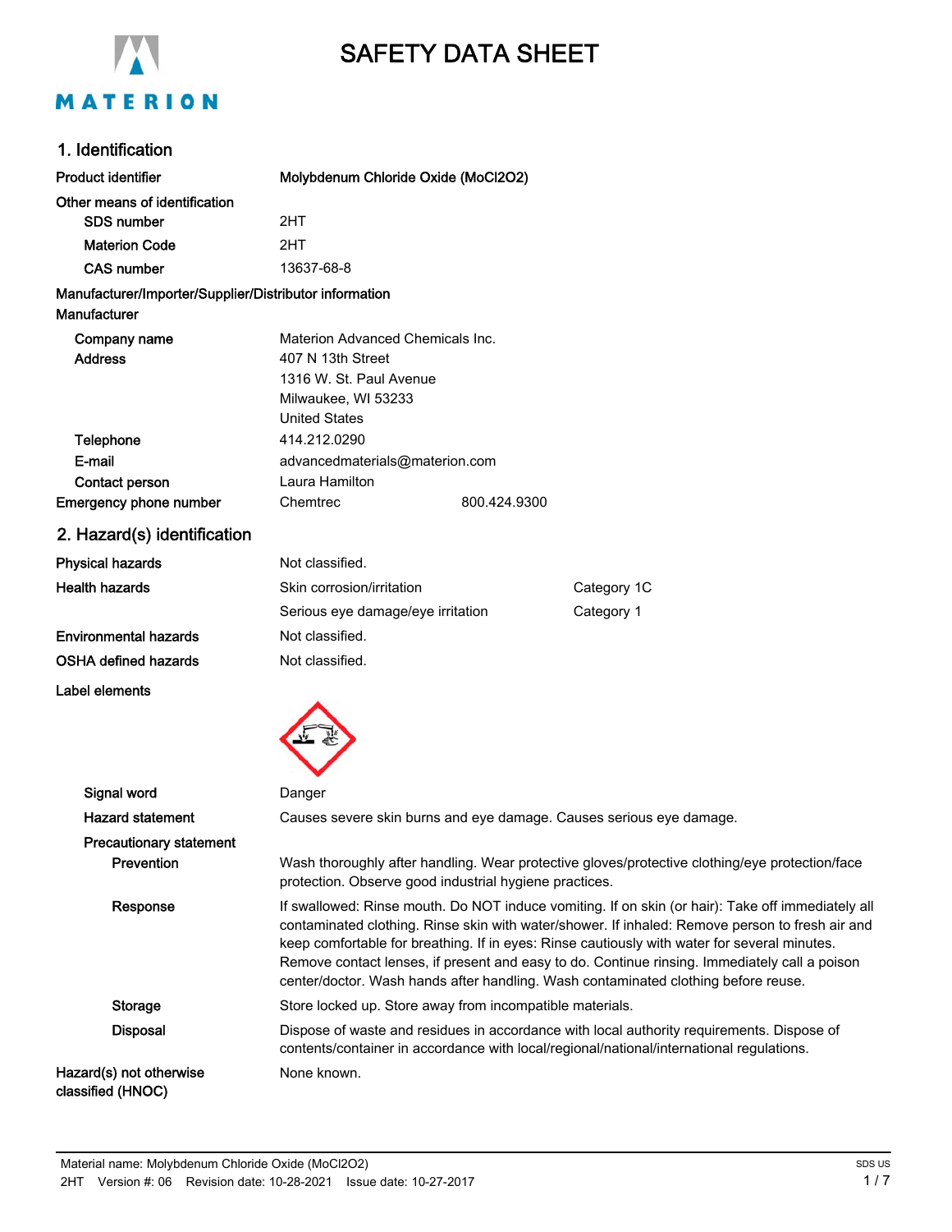# SAFETY DATA SHEET

## 1. Identification

| | |
|---|---|
| Product identifier | Molybdenum Chloride Oxide (MoCl2O2) |
| Other means of identification | |
| SDS number | 2HT |
| Materion Code | 2HT |
| CAS number | 13637-68-8 |

**Manufacturer/Importer/Supplier/Distributor information**

**Manufacturer**

| | |
|---|---|
| Company name | Materion Advanced Chemicals Inc. |
| Address | 407 N 13th Street<br>1316 W. St. Paul Avenue<br>Milwaukee, WI 53233<br>United States |
| Telephone | 414.212.0290 |
| E-mail | advancedmaterials@materion.com |
| Contact person | Laura Hamilton |
| Emergency phone number | Chemtrec 800.424.9300 |

## 2. Hazard(s) identification

| | | |
|---|---|---|
| Physical hazards | Not classified. | |
| Health hazards | Skin corrosion/irritation | Category 1C |
| | Serious eye damage/eye irritation | Category 1 |
| Environmental hazards | Not classified. | |
| OSHA defined hazards | Not classified. | |

**Label elements**

| | |
|---|---|
| Signal word | Danger |
| Hazard statement | Causes severe skin burns and eye damage. Causes serious eye damage. |

**Precautionary statement**

| | |
|---|---|
| Prevention | Wash thoroughly after handling. Wear protective gloves/protective clothing/eye protection/face protection. Observe good industrial hygiene practices. |
| Response | If swallowed: Rinse mouth. Do NOT induce vomiting. If on skin (or hair): Take off immediately all contaminated clothing. Rinse skin with water/shower. If inhaled: Remove person to fresh air and keep comfortable for breathing. If in eyes: Rinse cautiously with water for several minutes. Remove contact lenses, if present and easy to do. Continue rinsing. Immediately call a poison center/doctor. Wash hands after handling. Wash contaminated clothing before reuse. |
| Storage | Store locked up. Store away from incompatible materials. |
| Disposal | Dispose of waste and residues in accordance with local authority requirements. Dispose of contents/container in accordance with local/regional/national/international regulations. |
| Hazard(s) not otherwise classified (HNOC) | None known. |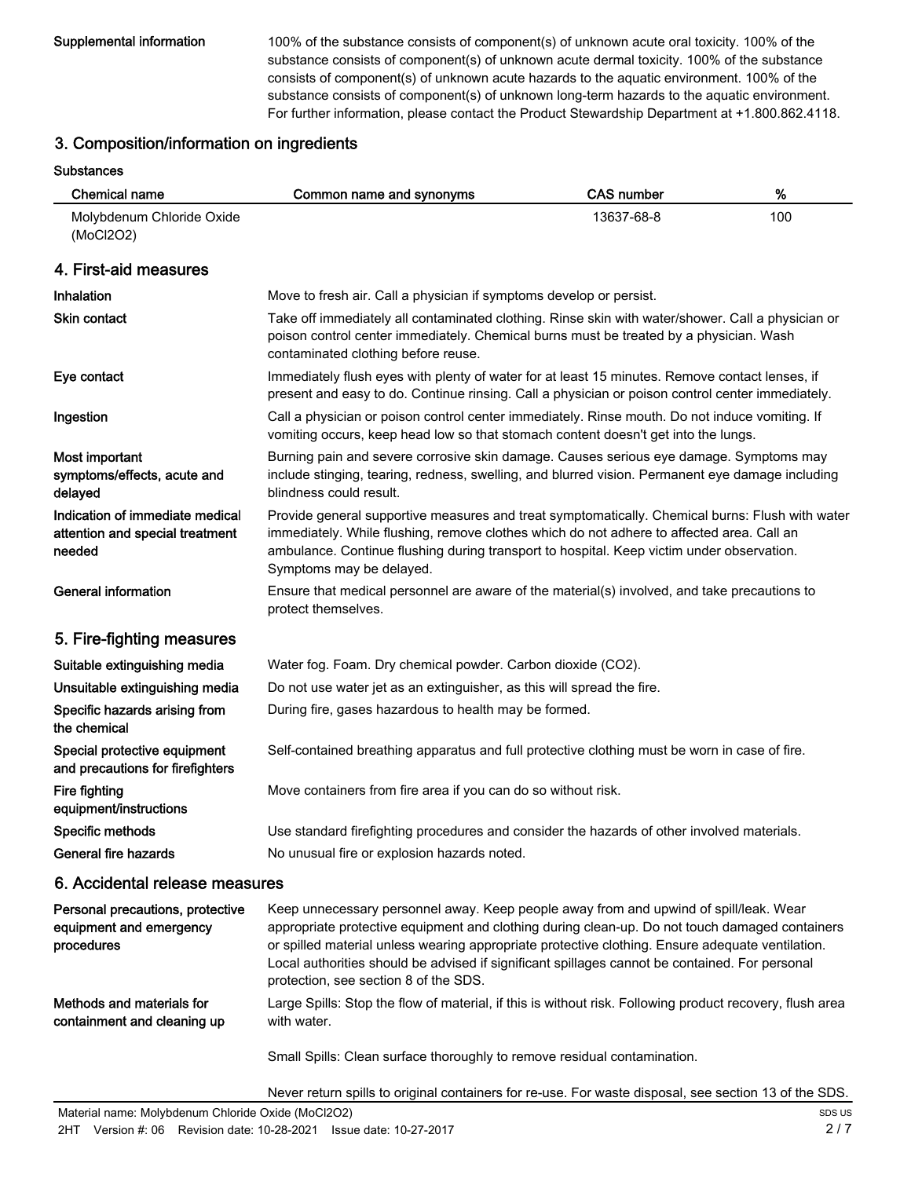**Supplemental information** 100% of the substance consists of component(s) of unknown acute oral toxicity. 100% of the substance consists of component(s) of unknown acute dermal toxicity. 100% of the substance consists of component(s) of unknown acute hazards to the aquatic environment. 100% of the substance consists of component(s) of unknown long-term hazards to the aquatic environment. For further information, please contact the Product Stewardship Department at +1.800.862.4118.

## 3. Composition/information on ingredients

**Substances**

| Chemical name | Common name and synonyms | CAS number | % |
|---|---|---|---|
| Molybdenum Chloride Oxide (MoCl2O2) | | 13637-68-8 | 100 |

## 4. First-aid measures

**Inhalation** Move to fresh air. Call a physician if symptoms develop or persist.

**Skin contact** Take off immediately all contaminated clothing. Rinse skin with water/shower. Call a physician or poison control center immediately. Chemical burns must be treated by a physician. Wash contaminated clothing before reuse.

**Eye contact** Immediately flush eyes with plenty of water for at least 15 minutes. Remove contact lenses, if present and easy to do. Continue rinsing. Call a physician or poison control center immediately.

**Ingestion** Call a physician or poison control center immediately. Rinse mouth. Do not induce vomiting. If vomiting occurs, keep head low so that stomach content doesn't get into the lungs.

**Most important symptoms/effects, acute and delayed** Burning pain and severe corrosive skin damage. Causes serious eye damage. Symptoms may include stinging, tearing, redness, swelling, and blurred vision. Permanent eye damage including blindness could result.

**Indication of immediate medical attention and special treatment needed** Provide general supportive measures and treat symptomatically. Chemical burns: Flush with water immediately. While flushing, remove clothes which do not adhere to affected area. Call an ambulance. Continue flushing during transport to hospital. Keep victim under observation. Symptoms may be delayed.

**General information** Ensure that medical personnel are aware of the material(s) involved, and take precautions to protect themselves.

## 5. Fire-fighting measures

**Suitable extinguishing media** Water fog. Foam. Dry chemical powder. Carbon dioxide (CO2).

**Unsuitable extinguishing media** Do not use water jet as an extinguisher, as this will spread the fire.

**Specific hazards arising from the chemical** During fire, gases hazardous to health may be formed.

**Special protective equipment and precautions for firefighters** Self-contained breathing apparatus and full protective clothing must be worn in case of fire.

**Fire fighting equipment/instructions** Move containers from fire area if you can do so without risk.

**Specific methods** Use standard firefighting procedures and consider the hazards of other involved materials.

**General fire hazards** No unusual fire or explosion hazards noted.

## 6. Accidental release measures

**Personal precautions, protective equipment and emergency procedures** Keep unnecessary personnel away. Keep people away from and upwind of spill/leak. Wear appropriate protective equipment and clothing during clean-up. Do not touch damaged containers or spilled material unless wearing appropriate protective clothing. Ensure adequate ventilation. Local authorities should be advised if significant spillages cannot be contained. For personal protection, see section 8 of the SDS.

**Methods and materials for containment and cleaning up** Large Spills: Stop the flow of material, if this is without risk. Following product recovery, flush area with water.

Small Spills: Clean surface thoroughly to remove residual contamination.

Never return spills to original containers for re-use. For waste disposal, see section 13 of the SDS.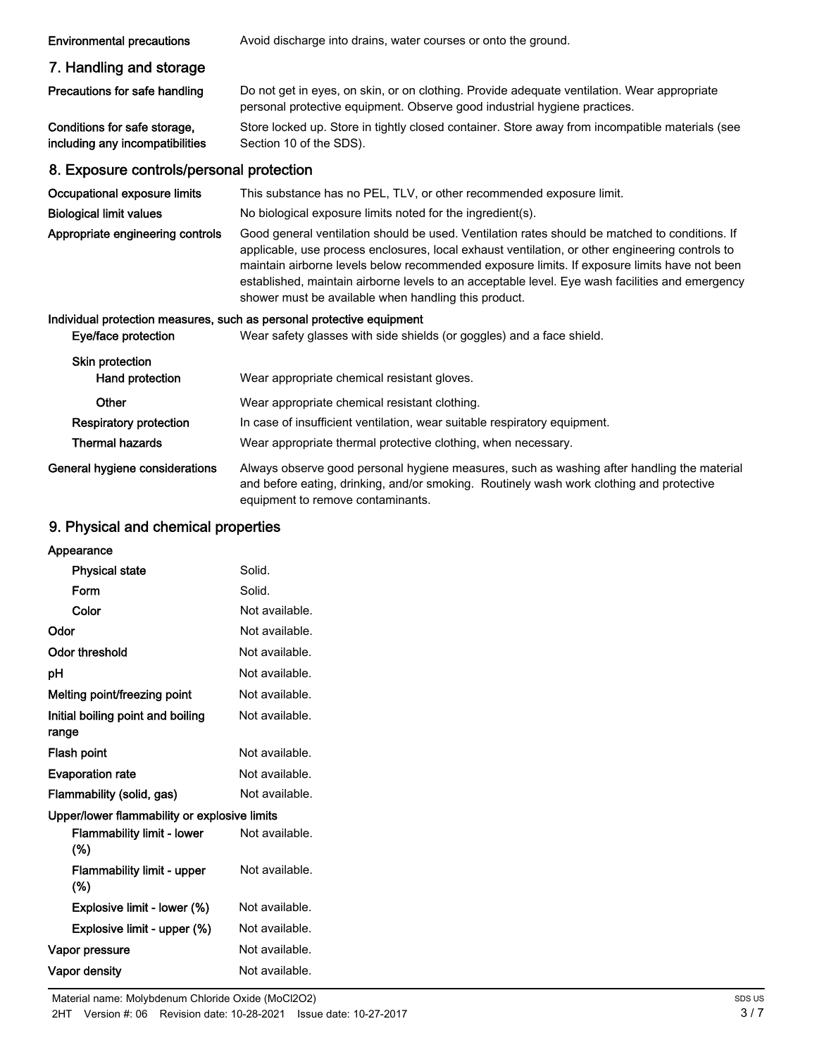| | |
|---|---|
| **Environmental precautions** | Avoid discharge into drains, water courses or onto the ground. |

## 7. Handling and storage

| | |
|---|---|
| **Precautions for safe handling** | Do not get in eyes, on skin, or on clothing. Provide adequate ventilation. Wear appropriate personal protective equipment. Observe good industrial hygiene practices. |
| **Conditions for safe storage, including any incompatibilities** | Store locked up. Store in tightly closed container. Store away from incompatible materials (see Section 10 of the SDS). |

## 8. Exposure controls/personal protection

| | |
|---|---|
| **Occupational exposure limits** | This substance has no PEL, TLV, or other recommended exposure limit. |
| **Biological limit values** | No biological exposure limits noted for the ingredient(s). |
| **Appropriate engineering controls** | Good general ventilation should be used. Ventilation rates should be matched to conditions. If applicable, use process enclosures, local exhaust ventilation, or other engineering controls to maintain airborne levels below recommended exposure limits. If exposure limits have not been established, maintain airborne levels to an acceptable level. Eye wash facilities and emergency shower must be available when handling this product. |

**Individual protection measures, such as personal protective equipment**

| | |
|---|---|
| **Eye/face protection** | Wear safety glasses with side shields (or goggles) and a face shield. |
| **Skin protection** | |
| **Hand protection** | Wear appropriate chemical resistant gloves. |
| **Other** | Wear appropriate chemical resistant clothing. |
| **Respiratory protection** | In case of insufficient ventilation, wear suitable respiratory equipment. |
| **Thermal hazards** | Wear appropriate thermal protective clothing, when necessary. |
| **General hygiene considerations** | Always observe good personal hygiene measures, such as washing after handling the material and before eating, drinking, and/or smoking. Routinely wash work clothing and protective equipment to remove contaminants. |

## 9. Physical and chemical properties

| | |
|---|---|
| **Appearance** | |
| **Physical state** | Solid. |
| **Form** | Solid. |
| **Color** | Not available. |
| **Odor** | Not available. |
| **Odor threshold** | Not available. |
| **pH** | Not available. |
| **Melting point/freezing point** | Not available. |
| **Initial boiling point and boiling range** | Not available. |
| **Flash point** | Not available. |
| **Evaporation rate** | Not available. |
| **Flammability (solid, gas)** | Not available. |
| **Upper/lower flammability or explosive limits** | |
| **Flammability limit - lower (%)** | Not available. |
| **Flammability limit - upper (%)** | Not available. |
| **Explosive limit - lower (%)** | Not available. |
| **Explosive limit - upper (%)** | Not available. |
| **Vapor pressure** | Not available. |
| **Vapor density** | Not available. |

Material name: Molybdenum Chloride Oxide ($MoCl_2O_2$)

2HT Version #: 06 Revision date: 10-28-2021 Issue date: 10-27-2017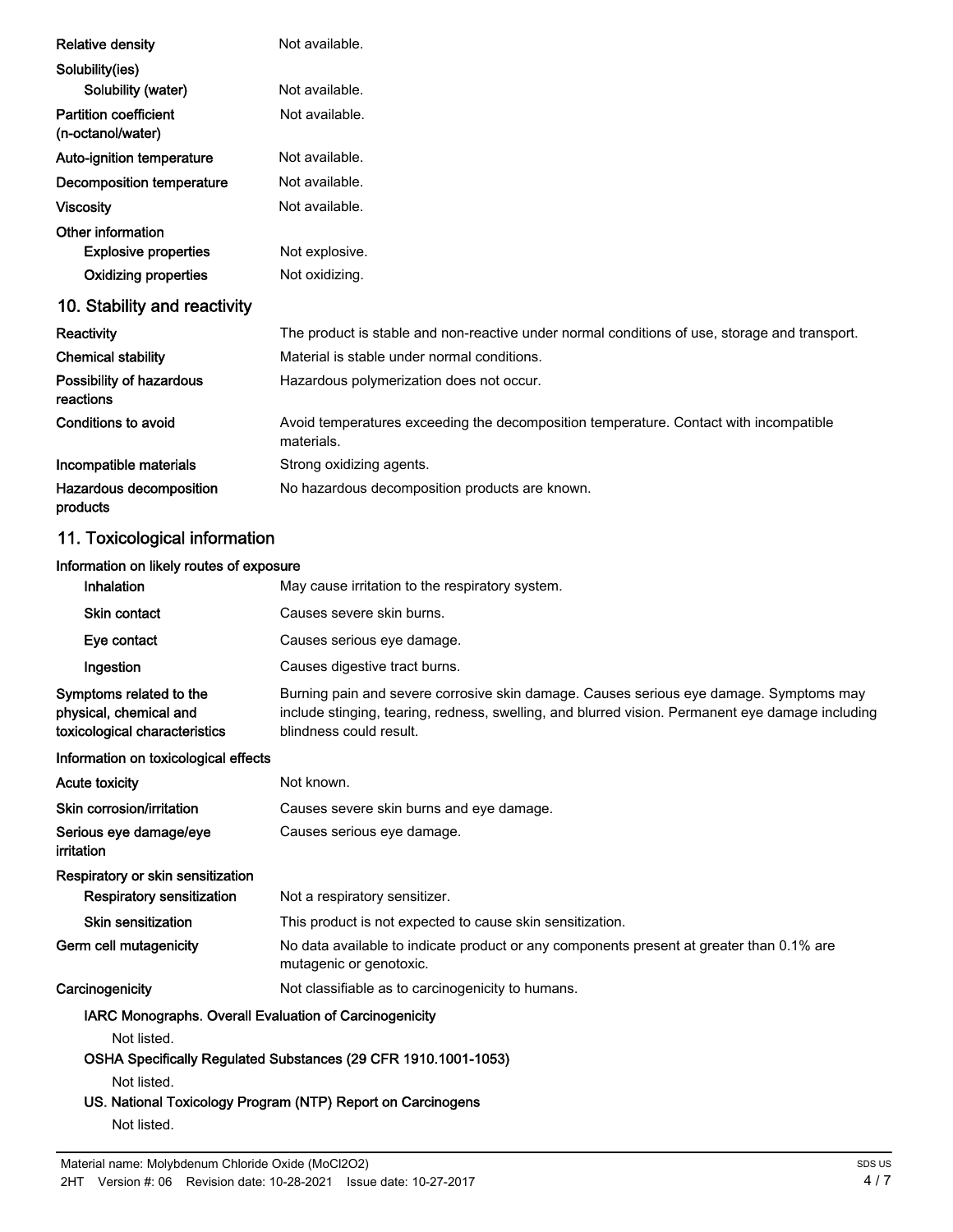| | |
|---|---|
| **Relative density** | Not available. |
| **Solubility(ies)** | |
| **Solubility (water)** | Not available. |
| **Partition coefficient (n-octanol/water)** | Not available. |
| **Auto-ignition temperature** | Not available. |
| **Decomposition temperature** | Not available. |
| **Viscosity** | Not available. |
| **Other information** | |
| **Explosive properties** | Not explosive. |
| **Oxidizing properties** | Not oxidizing. |

## 10. Stability and reactivity

| | |
|---|---|
| **Reactivity** | The product is stable and non-reactive under normal conditions of use, storage and transport. |
| **Chemical stability** | Material is stable under normal conditions. |
| **Possibility of hazardous reactions** | Hazardous polymerization does not occur. |
| **Conditions to avoid** | Avoid temperatures exceeding the decomposition temperature. Contact with incompatible materials. |
| **Incompatible materials** | Strong oxidizing agents. |
| **Hazardous decomposition products** | No hazardous decomposition products are known. |

## 11. Toxicological information

**Information on likely routes of exposure**

| | |
|---|---|
| **Inhalation** | May cause irritation to the respiratory system. |
| **Skin contact** | Causes severe skin burns. |
| **Eye contact** | Causes serious eye damage. |
| **Ingestion** | Causes digestive tract burns. |
| **Symptoms related to the physical, chemical and toxicological characteristics** | Burning pain and severe corrosive skin damage. Causes serious eye damage. Symptoms may include stinging, tearing, redness, swelling, and blurred vision. Permanent eye damage including blindness could result. |

**Information on toxicological effects**

| | |
|---|---|
| **Acute toxicity** | Not known. |
| **Skin corrosion/irritation** | Causes severe skin burns and eye damage. |
| **Serious eye damage/eye irritation** | Causes serious eye damage. |
| **Respiratory or skin sensitization** | |
| **Respiratory sensitization** | Not a respiratory sensitizer. |
| **Skin sensitization** | This product is not expected to cause skin sensitization. |
| **Germ cell mutagenicity** | No data available to indicate product or any components present at greater than 0.1% are mutagenic or genotoxic. |
| **Carcinogenicity** | Not classifiable as to carcinogenicity to humans. |

**IARC Monographs. Overall Evaluation of Carcinogenicity**

Not listed.

**OSHA Specifically Regulated Substances (29 CFR 1910.1001-1053)**

Not listed.

**US. National Toxicology Program (NTP) Report on Carcinogens**

Not listed.

Material name: Molybdenum Chloride Oxide ($MoCl_2O_2$)

2HT Version #: 06 Revision date: 10-28-2021 Issue date: 10-27-2017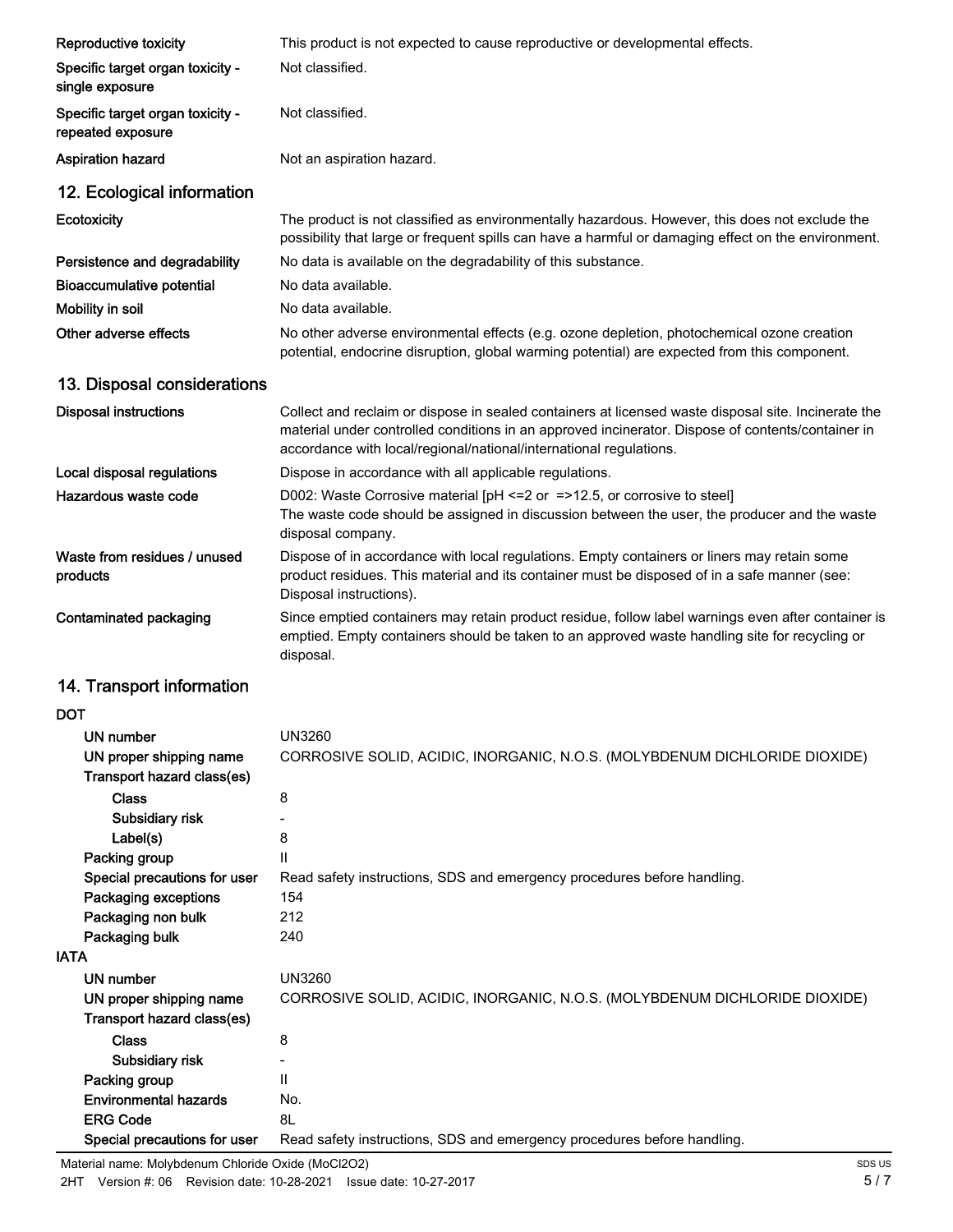| | |
|---|---|
| **Reproductive toxicity** | This product is not expected to cause reproductive or developmental effects. |
| **Specific target organ toxicity - single exposure** | Not classified. |
| **Specific target organ toxicity - repeated exposure** | Not classified. |
| **Aspiration hazard** | Not an aspiration hazard. |

## 12. Ecological information

| | |
|---|---|
| **Ecotoxicity** | The product is not classified as environmentally hazardous. However, this does not exclude the possibility that large or frequent spills can have a harmful or damaging effect on the environment. |
| **Persistence and degradability** | No data is available on the degradability of this substance. |
| **Bioaccumulative potential** | No data available. |
| **Mobility in soil** | No data available. |
| **Other adverse effects** | No other adverse environmental effects (e.g. ozone depletion, photochemical ozone creation potential, endocrine disruption, global warming potential) are expected from this component. |

## 13. Disposal considerations

| | |
|---|---|
| **Disposal instructions** | Collect and reclaim or dispose in sealed containers at licensed waste disposal site. Incinerate the material under controlled conditions in an approved incinerator. Dispose of contents/container in accordance with local/regional/national/international regulations. |
| **Local disposal regulations** | Dispose in accordance with all applicable regulations. |
| **Hazardous waste code** | D002: Waste Corrosive material [pH <=2 or =>12.5, or corrosive to steel] The waste code should be assigned in discussion between the user, the producer and the waste disposal company. |
| **Waste from residues / unused products** | Dispose of in accordance with local regulations. Empty containers or liners may retain some product residues. This material and its container must be disposed of in a safe manner (see: Disposal instructions). |
| **Contaminated packaging** | Since emptied containers may retain product residue, follow label warnings even after container is emptied. Empty containers should be taken to an approved waste handling site for recycling or disposal. |

## 14. Transport information

**DOT**

| | |
|---|---|
| **UN number** | UN3260 |
| **UN proper shipping name** | CORROSIVE SOLID, ACIDIC, INORGANIC, N.O.S. (MOLYBDENUM DICHLORIDE DIOXIDE) |
| **Transport hazard class(es)** | |
| **Class** | 8 |
| **Subsidiary risk** | - |
| **Label(s)** | 8 |
| **Packing group** | II |
| **Special precautions for user** | Read safety instructions, SDS and emergency procedures before handling. |
| **Packaging exceptions** | 154 |
| **Packaging non bulk** | 212 |
| **Packaging bulk** | 240 |

**IATA**

| | |
|---|---|
| **UN number** | UN3260 |
| **UN proper shipping name** | CORROSIVE SOLID, ACIDIC, INORGANIC, N.O.S. (MOLYBDENUM DICHLORIDE DIOXIDE) |
| **Transport hazard class(es)** | |
| **Class** | 8 |
| **Subsidiary risk** | - |
| **Packing group** | II |
| **Environmental hazards** | No. |
| **ERG Code** | 8L |
| **Special precautions for user** | Read safety instructions, SDS and emergency procedures before handling. |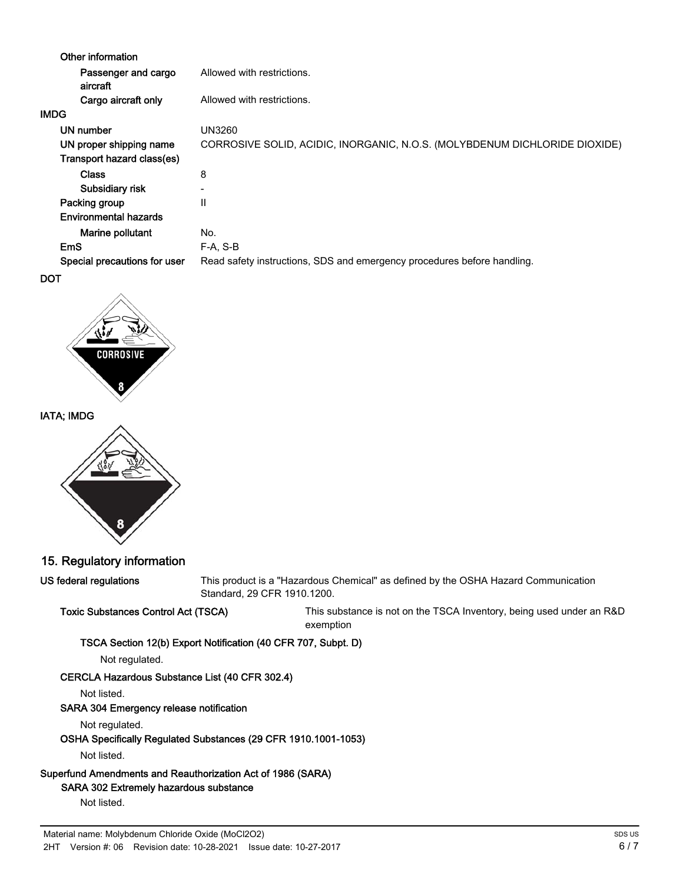**Other information**

| | |
|---|---|
| Passenger and cargo aircraft | Allowed with restrictions. |
| Cargo aircraft only | Allowed with restrictions. |

**IMDG**

| | |
|---|---|
| UN number | UN3260 |
| UN proper shipping name | CORROSIVE SOLID, ACIDIC, INORGANIC, N.O.S. (MOLYBDENUM DICHLORIDE DIOXIDE) |
| **Transport hazard class(es)** | |
| Class | 8 |
| Subsidiary risk | - |
| Packing group | II |
| **Environmental hazards** | |
| Marine pollutant | No. |
| EmS | F-A, S-B |
| Special precautions for user | Read safety instructions, SDS and emergency procedures before handling. |

**DOT**

CORROSIVE
8

**IATA; IMDG**

8

## 15. Regulatory information

**US federal regulations** This product is a "Hazardous Chemical" as defined by the OSHA Hazard Communication Standard, 29 CFR 1910.1200.

**Toxic Substances Control Act (TSCA)** This substance is not on the TSCA Inventory, being used under an R&D exemption

**TSCA Section 12(b) Export Notification (40 CFR 707, Subpt. D)**

Not regulated.

**CERCLA Hazardous Substance List (40 CFR 302.4)**

Not listed.

**SARA 304 Emergency release notification**

Not regulated.

**OSHA Specifically Regulated Substances (29 CFR 1910.1001-1053)**

Not listed.

**Superfund Amendments and Reauthorization Act of 1986 (SARA)**

**SARA 302 Extremely hazardous substance**

Not listed.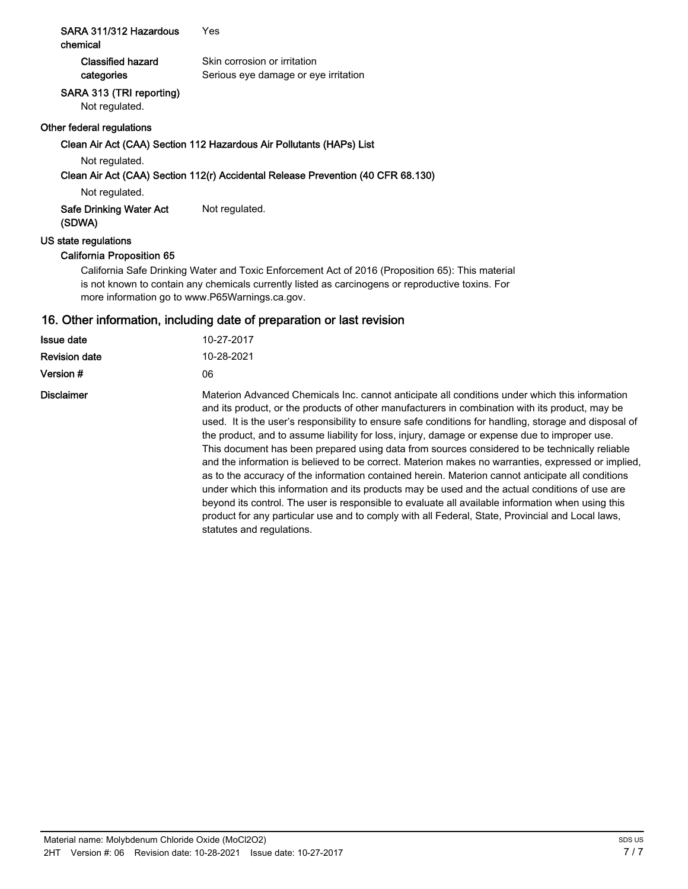**SARA 311/312 Hazardous chemical** Yes

**Classified hazard categories** Skin corrosion or irritation
Serious eye damage or eye irritation

**SARA 313 (TRI reporting)**
Not regulated.

**Other federal regulations**

**Clean Air Act (CAA) Section 112 Hazardous Air Pollutants (HAPs) List**

Not regulated.

**Clean Air Act (CAA) Section 112(r) Accidental Release Prevention (40 CFR 68.130)**

Not regulated.

**Safe Drinking Water Act (SDWA)** Not regulated.

**US state regulations**

**California Proposition 65**

California Safe Drinking Water and Toxic Enforcement Act of 2016 (Proposition 65): This material is not known to contain any chemicals currently listed as carcinogens or reproductive toxins. For more information go to www.P65Warnings.ca.gov.

## 16. Other information, including date of preparation or last revision

**Issue date** 10-27-2017

**Revision date** 10-28-2021

**Version #** 06

**Disclaimer** Materion Advanced Chemicals Inc. cannot anticipate all conditions under which this information and its product, or the products of other manufacturers in combination with its product, may be used. It is the user's responsibility to ensure safe conditions for handling, storage and disposal of the product, and to assume liability for loss, injury, damage or expense due to improper use. This document has been prepared using data from sources considered to be technically reliable and the information is believed to be correct. Materion makes no warranties, expressed or implied, as to the accuracy of the information contained herein. Materion cannot anticipate all conditions under which this information and its products may be used and the actual conditions of use are beyond its control. The user is responsible to evaluate all available information when using this product for any particular use and to comply with all Federal, State, Provincial and Local laws, statutes and regulations.